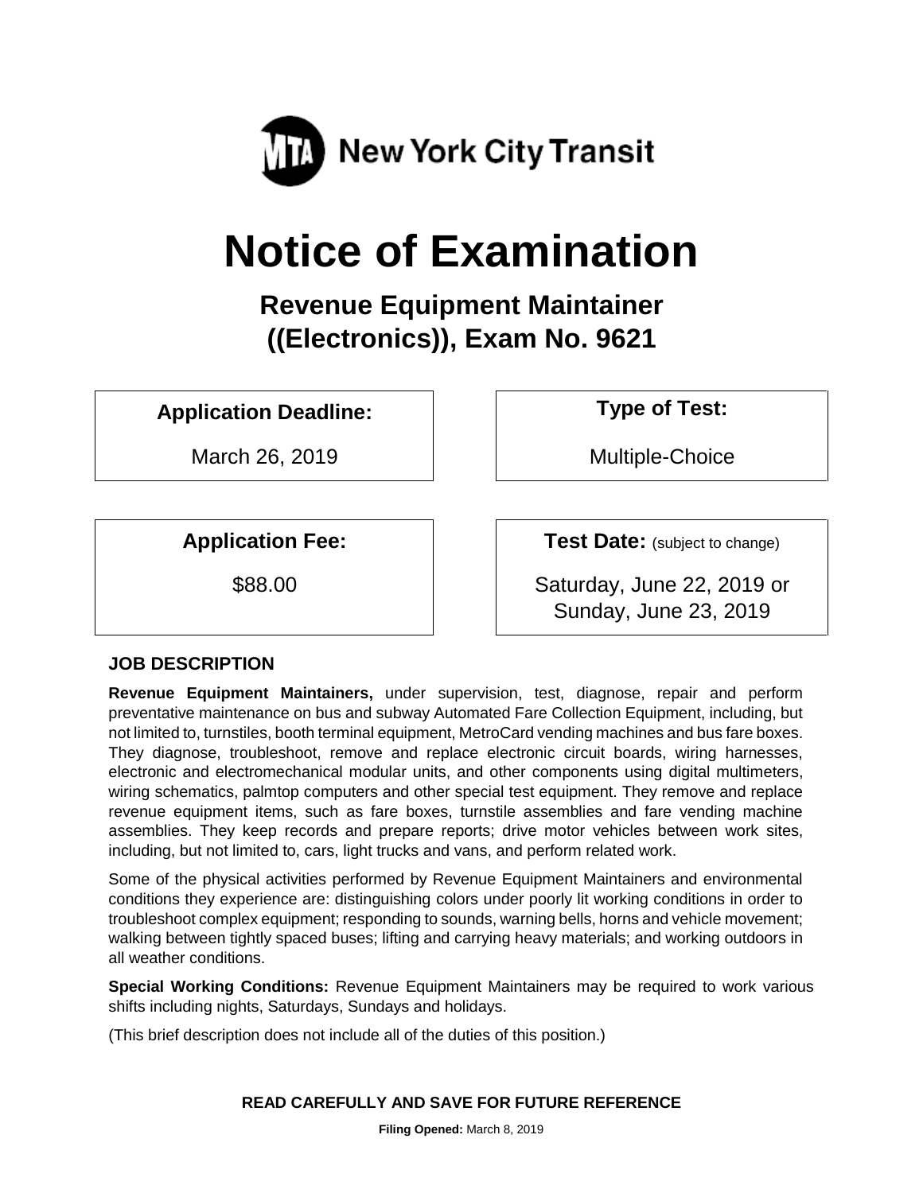New York City Transit

# Notice of Examination

## Revenue Equipment Maintainer ((Electronics)), Exam No. 9621

| Application Deadline: | Type of Test: |
| --- | --- |
| March 26, 2019 | Multiple-Choice |

| Application Fee: | Test Date: (subject to change) |
| --- | --- |
| $88.00 | Saturday, June 22, 2019 or Sunday, June 23, 2019 |

### JOB DESCRIPTION

**Revenue Equipment Maintainers,** under supervision, test, diagnose, repair and perform preventative maintenance on bus and subway Automated Fare Collection Equipment, including, but not limited to, turnstiles, booth terminal equipment, MetroCard vending machines and bus fare boxes. They diagnose, troubleshoot, remove and replace electronic circuit boards, wiring harnesses, electronic and electromechanical modular units, and other components using digital multimeters, wiring schematics, palmtop computers and other special test equipment. They remove and replace revenue equipment items, such as fare boxes, turnstile assemblies and fare vending machine assemblies. They keep records and prepare reports; drive motor vehicles between work sites, including, but not limited to, cars, light trucks and vans, and perform related work.

Some of the physical activities performed by Revenue Equipment Maintainers and environmental conditions they experience are: distinguishing colors under poorly lit working conditions in order to troubleshoot complex equipment; responding to sounds, warning bells, horns and vehicle movement; walking between tightly spaced buses; lifting and carrying heavy materials; and working outdoors in all weather conditions.

**Special Working Conditions:** Revenue Equipment Maintainers may be required to work various shifts including nights, Saturdays, Sundays and holidays.

(This brief description does not include all of the duties of this position.)

**READ CAREFULLY AND SAVE FOR FUTURE REFERENCE**

**Filing Opened:** March 8, 2019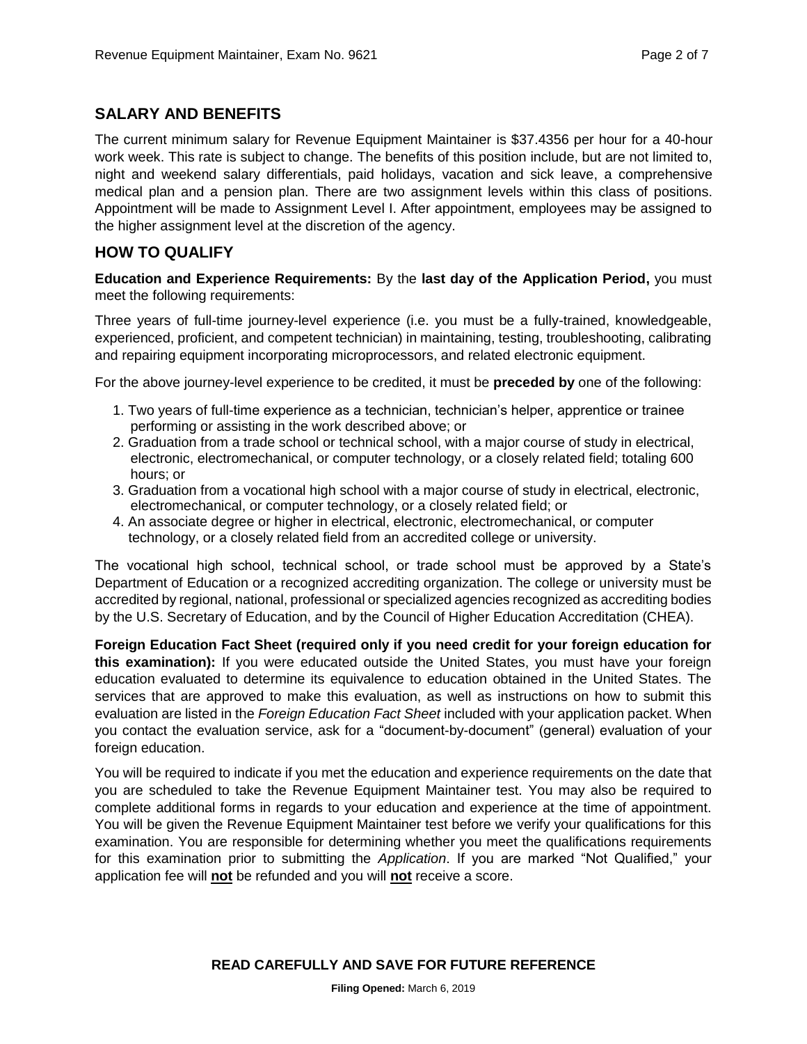## SALARY AND BENEFITS

The current minimum salary for Revenue Equipment Maintainer is $37.4356 per hour for a 40-hour work week. This rate is subject to change. The benefits of this position include, but are not limited to, night and weekend salary differentials, paid holidays, vacation and sick leave, a comprehensive medical plan and a pension plan. There are two assignment levels within this class of positions. Appointment will be made to Assignment Level I. After appointment, employees may be assigned to the higher assignment level at the discretion of the agency.

## HOW TO QUALIFY

**Education and Experience Requirements:** By the **last day of the Application Period,** you must meet the following requirements:

Three years of full-time journey-level experience (i.e. you must be a fully-trained, knowledgeable, experienced, proficient, and competent technician) in maintaining, testing, troubleshooting, calibrating and repairing equipment incorporating microprocessors, and related electronic equipment.

For the above journey-level experience to be credited, it must be **preceded by** one of the following:

1. Two years of full-time experience as a technician, technician's helper, apprentice or trainee performing or assisting in the work described above; or
2. Graduation from a trade school or technical school, with a major course of study in electrical, electronic, electromechanical, or computer technology, or a closely related field; totaling 600 hours; or
3. Graduation from a vocational high school with a major course of study in electrical, electronic, electromechanical, or computer technology, or a closely related field; or
4. An associate degree or higher in electrical, electronic, electromechanical, or computer technology, or a closely related field from an accredited college or university.

The vocational high school, technical school, or trade school must be approved by a State's Department of Education or a recognized accrediting organization. The college or university must be accredited by regional, national, professional or specialized agencies recognized as accrediting bodies by the U.S. Secretary of Education, and by the Council of Higher Education Accreditation (CHEA).

**Foreign Education Fact Sheet (required only if you need credit for your foreign education for this examination):** If you were educated outside the United States, you must have your foreign education evaluated to determine its equivalence to education obtained in the United States. The services that are approved to make this evaluation, as well as instructions on how to submit this evaluation are listed in the *Foreign Education Fact Sheet* included with your application packet. When you contact the evaluation service, ask for a "document-by-document" (general) evaluation of your foreign education.

You will be required to indicate if you met the education and experience requirements on the date that you are scheduled to take the Revenue Equipment Maintainer test. You may also be required to complete additional forms in regards to your education and experience at the time of appointment. You will be given the Revenue Equipment Maintainer test before we verify your qualifications for this examination. You are responsible for determining whether you meet the qualifications requirements for this examination prior to submitting the *Application*. If you are marked "Not Qualified," your application fee will **not** be refunded and you will **not** receive a score.

**READ CAREFULLY AND SAVE FOR FUTURE REFERENCE**

**Filing Opened:** March 6, 2019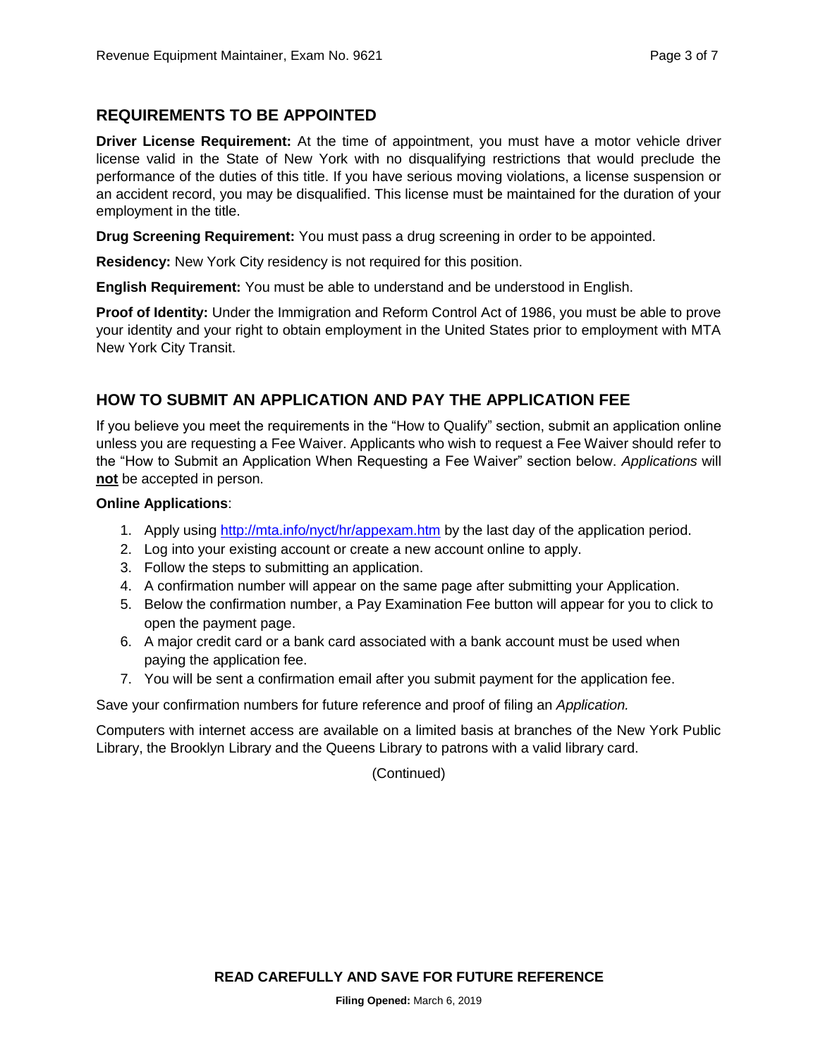## REQUIREMENTS TO BE APPOINTED

**Driver License Requirement:** At the time of appointment, you must have a motor vehicle driver license valid in the State of New York with no disqualifying restrictions that would preclude the performance of the duties of this title. If you have serious moving violations, a license suspension or an accident record, you may be disqualified. This license must be maintained for the duration of your employment in the title.

**Drug Screening Requirement:** You must pass a drug screening in order to be appointed.

**Residency:** New York City residency is not required for this position.

**English Requirement:** You must be able to understand and be understood in English.

**Proof of Identity:** Under the Immigration and Reform Control Act of 1986, you must be able to prove your identity and your right to obtain employment in the United States prior to employment with MTA New York City Transit.

## HOW TO SUBMIT AN APPLICATION AND PAY THE APPLICATION FEE

If you believe you meet the requirements in the "How to Qualify" section, submit an application online unless you are requesting a Fee Waiver. Applicants who wish to request a Fee Waiver should refer to the "How to Submit an Application When Requesting a Fee Waiver" section below. *Applications* will **not** be accepted in person.

**Online Applications**:

1. Apply using http://mta.info/nyct/hr/appexam.htm by the last day of the application period.
2. Log into your existing account or create a new account online to apply.
3. Follow the steps to submitting an application.
4. A confirmation number will appear on the same page after submitting your Application.
5. Below the confirmation number, a Pay Examination Fee button will appear for you to click to open the payment page.
6. A major credit card or a bank card associated with a bank account must be used when paying the application fee.
7. You will be sent a confirmation email after you submit payment for the application fee.

Save your confirmation numbers for future reference and proof of filing an *Application.*

Computers with internet access are available on a limited basis at branches of the New York Public Library, the Brooklyn Library and the Queens Library to patrons with a valid library card.

(Continued)

**READ CAREFULLY AND SAVE FOR FUTURE REFERENCE**

**Filing Opened:** March 6, 2019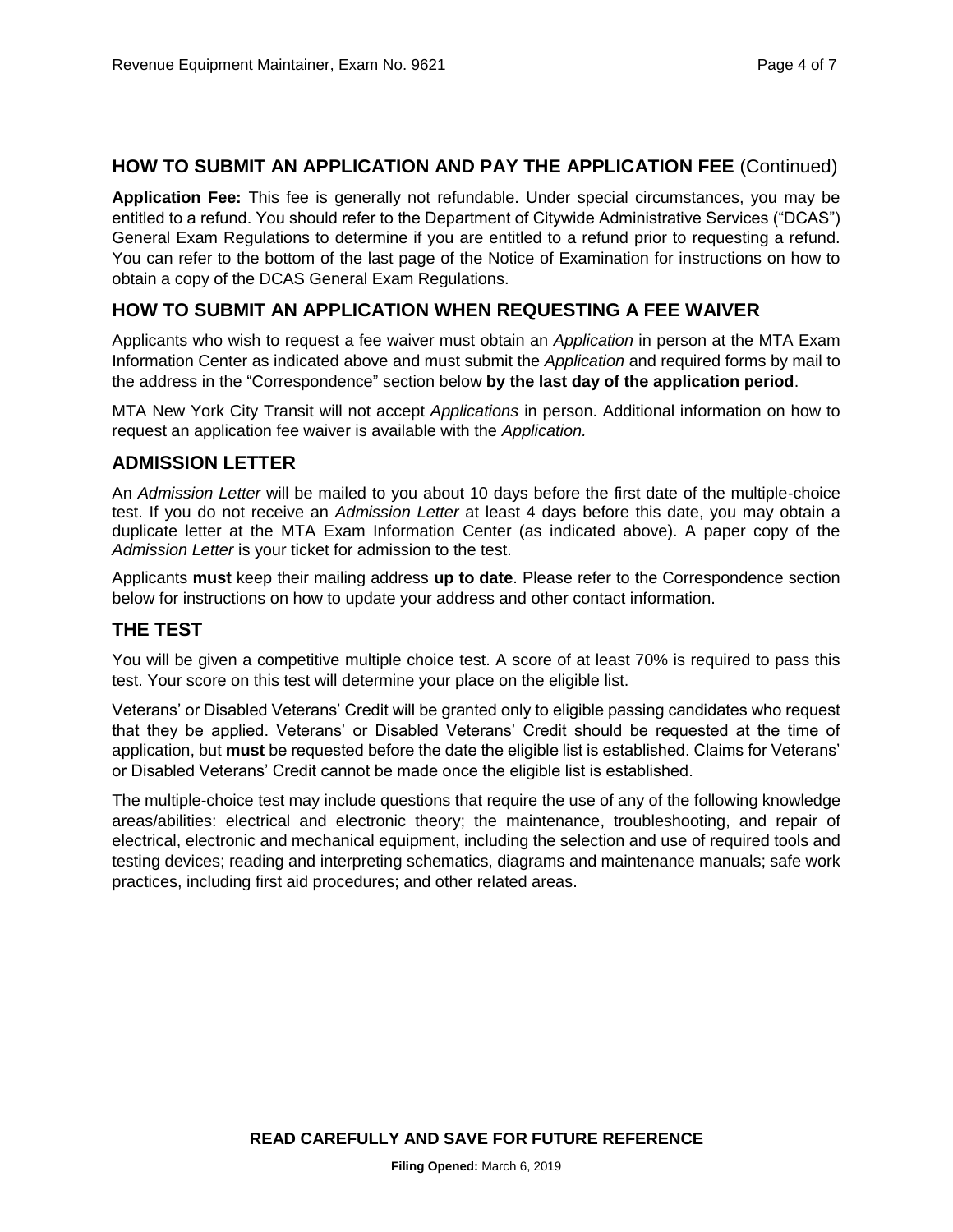## HOW TO SUBMIT AN APPLICATION AND PAY THE APPLICATION FEE (Continued)

**Application Fee:** This fee is generally not refundable. Under special circumstances, you may be entitled to a refund. You should refer to the Department of Citywide Administrative Services ("DCAS") General Exam Regulations to determine if you are entitled to a refund prior to requesting a refund. You can refer to the bottom of the last page of the Notice of Examination for instructions on how to obtain a copy of the DCAS General Exam Regulations.

## HOW TO SUBMIT AN APPLICATION WHEN REQUESTING A FEE WAIVER

Applicants who wish to request a fee waiver must obtain an *Application* in person at the MTA Exam Information Center as indicated above and must submit the *Application* and required forms by mail to the address in the "Correspondence" section below **by the last day of the application period**.

MTA New York City Transit will not accept *Applications* in person. Additional information on how to request an application fee waiver is available with the *Application.*

## ADMISSION LETTER

An *Admission Letter* will be mailed to you about 10 days before the first date of the multiple-choice test. If you do not receive an *Admission Letter* at least 4 days before this date, you may obtain a duplicate letter at the MTA Exam Information Center (as indicated above). A paper copy of the *Admission Letter* is your ticket for admission to the test.

Applicants **must** keep their mailing address **up to date**. Please refer to the Correspondence section below for instructions on how to update your address and other contact information.

## THE TEST

You will be given a competitive multiple choice test. A score of at least 70% is required to pass this test. Your score on this test will determine your place on the eligible list.

Veterans' or Disabled Veterans' Credit will be granted only to eligible passing candidates who request that they be applied. Veterans' or Disabled Veterans' Credit should be requested at the time of application, but **must** be requested before the date the eligible list is established. Claims for Veterans' or Disabled Veterans' Credit cannot be made once the eligible list is established.

The multiple-choice test may include questions that require the use of any of the following knowledge areas/abilities: electrical and electronic theory; the maintenance, troubleshooting, and repair of electrical, electronic and mechanical equipment, including the selection and use of required tools and testing devices; reading and interpreting schematics, diagrams and maintenance manuals; safe work practices, including first aid procedures; and other related areas.

**READ CAREFULLY AND SAVE FOR FUTURE REFERENCE**

**Filing Opened:** March 6, 2019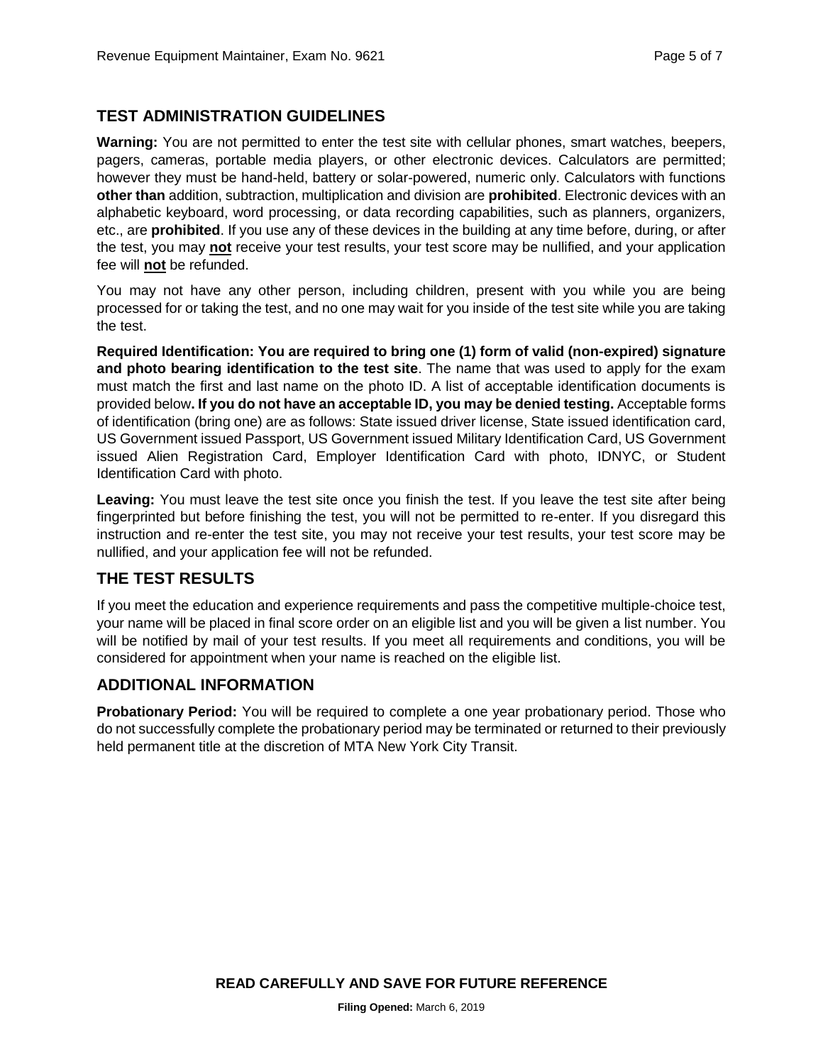## TEST ADMINISTRATION GUIDELINES

**Warning:** You are not permitted to enter the test site with cellular phones, smart watches, beepers, pagers, cameras, portable media players, or other electronic devices. Calculators are permitted; however they must be hand-held, battery or solar-powered, numeric only. Calculators with functions **other than** addition, subtraction, multiplication and division are **prohibited**. Electronic devices with an alphabetic keyboard, word processing, or data recording capabilities, such as planners, organizers, etc., are **prohibited**. If you use any of these devices in the building at any time before, during, or after the test, you may **not** receive your test results, your test score may be nullified, and your application fee will **not** be refunded.

You may not have any other person, including children, present with you while you are being processed for or taking the test, and no one may wait for you inside of the test site while you are taking the test.

**Required Identification: You are required to bring one (1) form of valid (non-expired) signature and photo bearing identification to the test site**. The name that was used to apply for the exam must match the first and last name on the photo ID. A list of acceptable identification documents is provided below**. If you do not have an acceptable ID, you may be denied testing.** Acceptable forms of identification (bring one) are as follows: State issued driver license, State issued identification card, US Government issued Passport, US Government issued Military Identification Card, US Government issued Alien Registration Card, Employer Identification Card with photo, IDNYC, or Student Identification Card with photo.

**Leaving:** You must leave the test site once you finish the test. If you leave the test site after being fingerprinted but before finishing the test, you will not be permitted to re-enter. If you disregard this instruction and re-enter the test site, you may not receive your test results, your test score may be nullified, and your application fee will not be refunded.

## THE TEST RESULTS

If you meet the education and experience requirements and pass the competitive multiple-choice test, your name will be placed in final score order on an eligible list and you will be given a list number. You will be notified by mail of your test results. If you meet all requirements and conditions, you will be considered for appointment when your name is reached on the eligible list.

## ADDITIONAL INFORMATION

**Probationary Period:** You will be required to complete a one year probationary period. Those who do not successfully complete the probationary period may be terminated or returned to their previously held permanent title at the discretion of MTA New York City Transit.

**READ CAREFULLY AND SAVE FOR FUTURE REFERENCE**

**Filing Opened:** March 6, 2019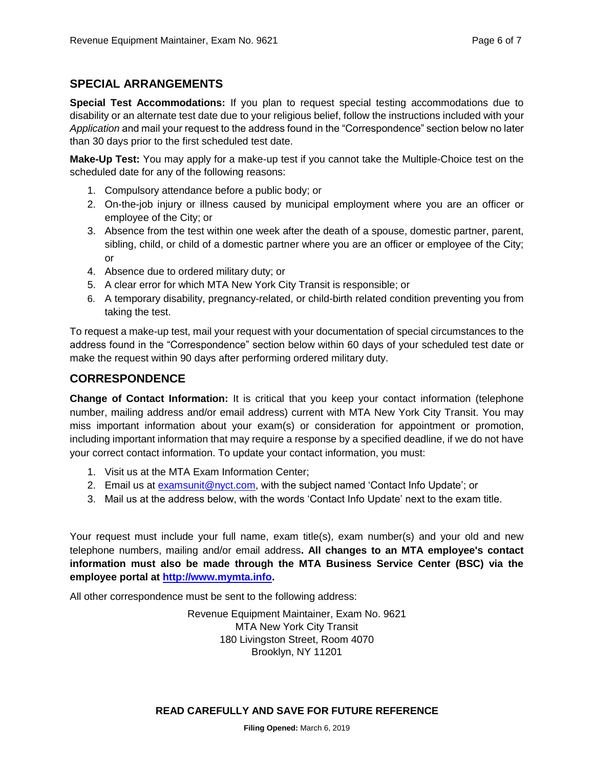## SPECIAL ARRANGEMENTS

**Special Test Accommodations:** If you plan to request special testing accommodations due to disability or an alternate test date due to your religious belief, follow the instructions included with your *Application* and mail your request to the address found in the "Correspondence" section below no later than 30 days prior to the first scheduled test date.

**Make-Up Test:** You may apply for a make-up test if you cannot take the Multiple-Choice test on the scheduled date for any of the following reasons:

1. Compulsory attendance before a public body; or
2. On-the-job injury or illness caused by municipal employment where you are an officer or employee of the City; or
3. Absence from the test within one week after the death of a spouse, domestic partner, parent, sibling, child, or child of a domestic partner where you are an officer or employee of the City; or
4. Absence due to ordered military duty; or
5. A clear error for which MTA New York City Transit is responsible; or
6. A temporary disability, pregnancy-related, or child-birth related condition preventing you from taking the test.

To request a make-up test, mail your request with your documentation of special circumstances to the address found in the "Correspondence" section below within 60 days of your scheduled test date or make the request within 90 days after performing ordered military duty.

## CORRESPONDENCE

**Change of Contact Information:** It is critical that you keep your contact information (telephone number, mailing address and/or email address) current with MTA New York City Transit. You may miss important information about your exam(s) or consideration for appointment or promotion, including important information that may require a response by a specified deadline, if we do not have your correct contact information. To update your contact information, you must:

1. Visit us at the MTA Exam Information Center;
2. Email us at [examsunit@nyct.com](mailto:examsunit@nyct.com), with the subject named 'Contact Info Update'; or
3. Mail us at the address below, with the words 'Contact Info Update' next to the exam title.

Your request must include your full name, exam title(s), exam number(s) and your old and new telephone numbers, mailing and/or email address**. All changes to an MTA employee's contact information must also be made through the MTA Business Service Center (BSC) via the employee portal at [http://www.mymta.info](http://www.mymta.info).**

All other correspondence must be sent to the following address:

Revenue Equipment Maintainer, Exam No. 9621
MTA New York City Transit
180 Livingston Street, Room 4070
Brooklyn, NY 11201

**READ CAREFULLY AND SAVE FOR FUTURE REFERENCE**

**Filing Opened:** March 6, 2019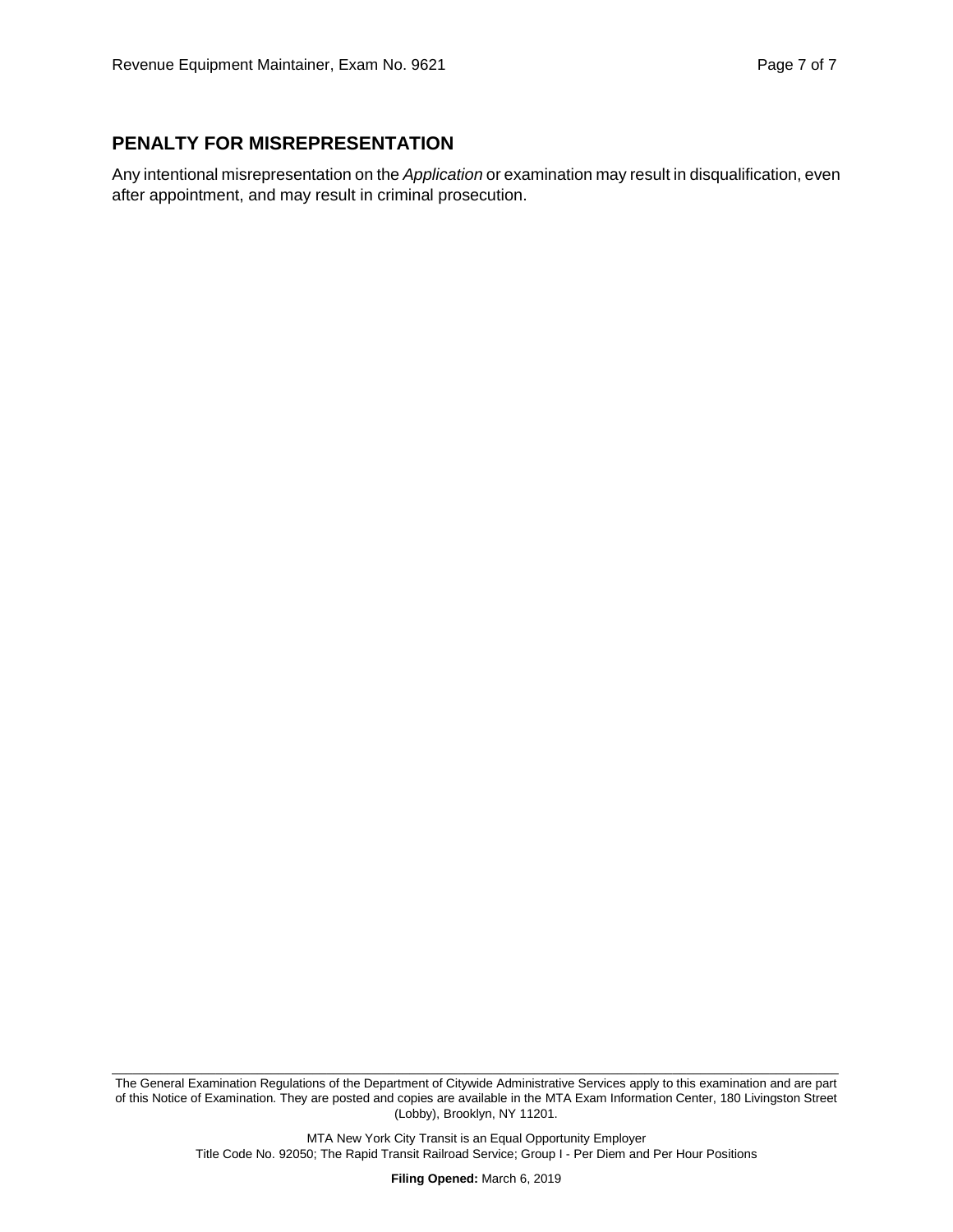## PENALTY FOR MISREPRESENTATION

Any intentional misrepresentation on the *Application* or examination may result in disqualification, even after appointment, and may result in criminal prosecution.

The General Examination Regulations of the Department of Citywide Administrative Services apply to this examination and are part of this Notice of Examination. They are posted and copies are available in the MTA Exam Information Center, 180 Livingston Street (Lobby), Brooklyn, NY 11201.

MTA New York City Transit is an Equal Opportunity Employer
Title Code No. 92050; The Rapid Transit Railroad Service; Group I - Per Diem and Per Hour Positions

**Filing Opened:** March 6, 2019